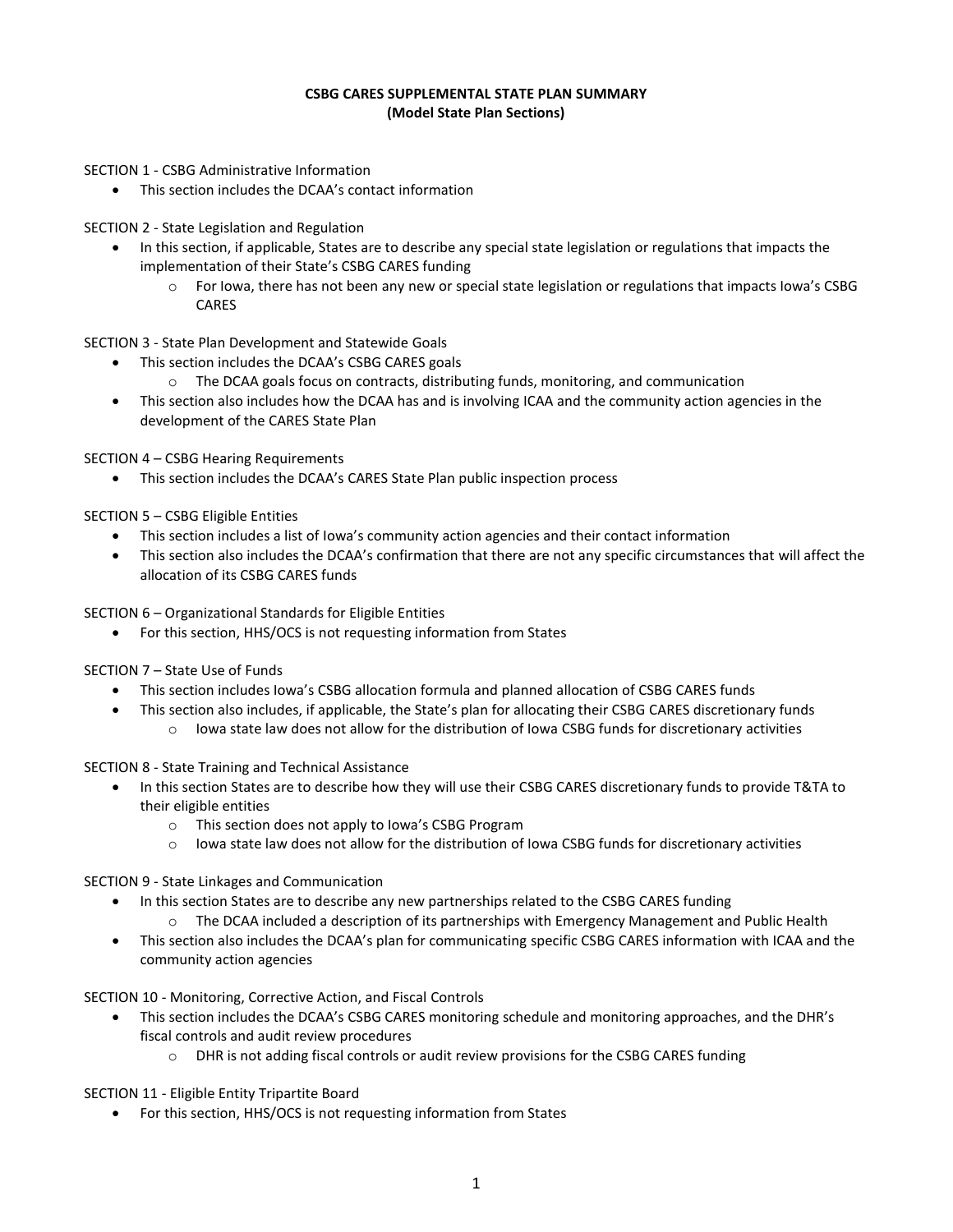# CSBG CARES SUPPLEMENTAL STATE PLAN SUMMARY
## (Model State Plan Sections)

SECTION 1 - CSBG Administrative Information

- This section includes the DCAA's contact information

SECTION 2 - State Legislation and Regulation

- In this section, if applicable, States are to describe any special state legislation or regulations that impacts the implementation of their State's CSBG CARES funding
  - For Iowa, there has not been any new or special state legislation or regulations that impacts Iowa's CSBG CARES

SECTION 3 - State Plan Development and Statewide Goals

- This section includes the DCAA's CSBG CARES goals
  - The DCAA goals focus on contracts, distributing funds, monitoring, and communication
- This section also includes how the DCAA has and is involving ICAA and the community action agencies in the development of the CARES State Plan

SECTION 4 – CSBG Hearing Requirements

- This section includes the DCAA's CARES State Plan public inspection process

SECTION 5 – CSBG Eligible Entities

- This section includes a list of Iowa's community action agencies and their contact information
- This section also includes the DCAA's confirmation that there are not any specific circumstances that will affect the allocation of its CSBG CARES funds

SECTION 6 – Organizational Standards for Eligible Entities

- For this section, HHS/OCS is not requesting information from States

SECTION 7 – State Use of Funds

- This section includes Iowa's CSBG allocation formula and planned allocation of CSBG CARES funds
- This section also includes, if applicable, the State's plan for allocating their CSBG CARES discretionary funds
  - Iowa state law does not allow for the distribution of Iowa CSBG funds for discretionary activities

SECTION 8 - State Training and Technical Assistance

- In this section States are to describe how they will use their CSBG CARES discretionary funds to provide T&TA to their eligible entities
  - This section does not apply to Iowa's CSBG Program
  - Iowa state law does not allow for the distribution of Iowa CSBG funds for discretionary activities

SECTION 9 - State Linkages and Communication

- In this section States are to describe any new partnerships related to the CSBG CARES funding
  - The DCAA included a description of its partnerships with Emergency Management and Public Health
- This section also includes the DCAA's plan for communicating specific CSBG CARES information with ICAA and the community action agencies

SECTION 10 - Monitoring, Corrective Action, and Fiscal Controls

- This section includes the DCAA's CSBG CARES monitoring schedule and monitoring approaches, and the DHR's fiscal controls and audit review procedures
  - DHR is not adding fiscal controls or audit review provisions for the CSBG CARES funding

SECTION 11 - Eligible Entity Tripartite Board

- For this section, HHS/OCS is not requesting information from States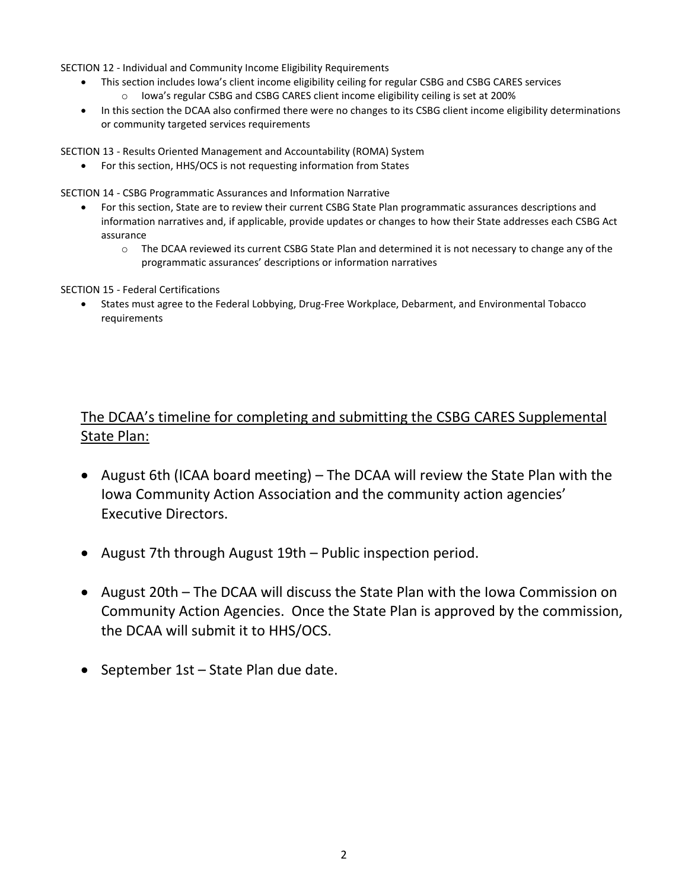SECTION 12 - Individual and Community Income Eligibility Requirements

- This section includes Iowa's client income eligibility ceiling for regular CSBG and CSBG CARES services
  - Iowa's regular CSBG and CSBG CARES client income eligibility ceiling is set at 200%
- In this section the DCAA also confirmed there were no changes to its CSBG client income eligibility determinations or community targeted services requirements

SECTION 13 - Results Oriented Management and Accountability (ROMA) System

- For this section, HHS/OCS is not requesting information from States

SECTION 14 - CSBG Programmatic Assurances and Information Narrative

- For this section, State are to review their current CSBG State Plan programmatic assurances descriptions and information narratives and, if applicable, provide updates or changes to how their State addresses each CSBG Act assurance
  - The DCAA reviewed its current CSBG State Plan and determined it is not necessary to change any of the programmatic assurances' descriptions or information narratives

SECTION 15 - Federal Certifications

- States must agree to the Federal Lobbying, Drug-Free Workplace, Debarment, and Environmental Tobacco requirements

## The DCAA's timeline for completing and submitting the CSBG CARES Supplemental State Plan:

- August 6th (ICAA board meeting) – The DCAA will review the State Plan with the Iowa Community Action Association and the community action agencies' Executive Directors.
- August 7th through August 19th – Public inspection period.
- August 20th – The DCAA will discuss the State Plan with the Iowa Commission on Community Action Agencies. Once the State Plan is approved by the commission, the DCAA will submit it to HHS/OCS.
- September 1st – State Plan due date.